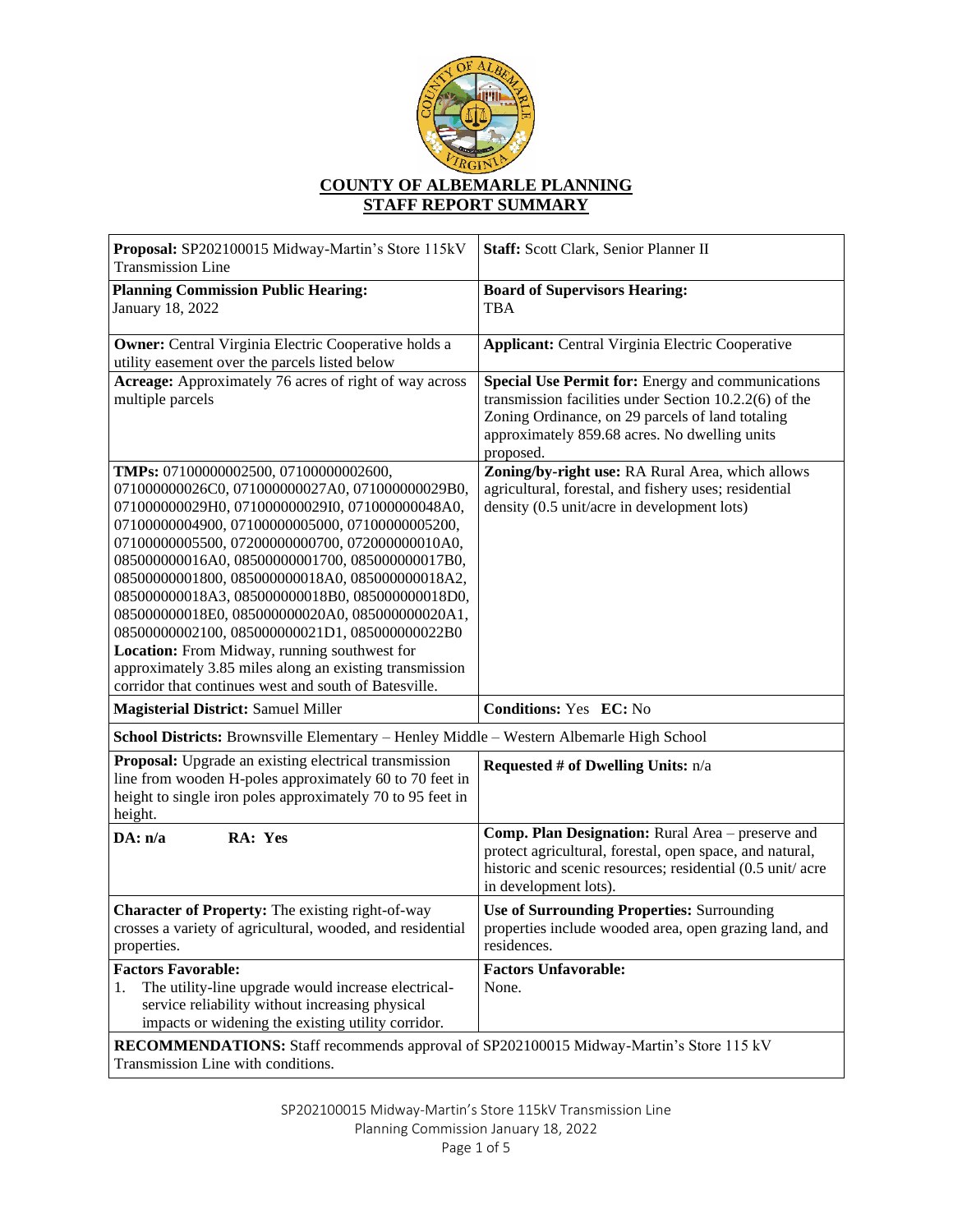# COUNTY OF ALBEMARLE PLANNING STAFF REPORT SUMMARY

| | |
|---|---|
| **Proposal:** SP202100015 Midway-Martin's Store 115kV Transmission Line | **Staff:** Scott Clark, Senior Planner II |
| **Planning Commission Public Hearing:** January 18, 2022 | **Board of Supervisors Hearing:** TBA |
| **Owner:** Central Virginia Electric Cooperative holds a utility easement over the parcels listed below | **Applicant:** Central Virginia Electric Cooperative |
| **Acreage:** Approximately 76 acres of right of way across multiple parcels | **Special Use Permit for:** Energy and communications transmission facilities under Section 10.2.2(6) of the Zoning Ordinance, on 29 parcels of land totaling approximately 859.68 acres. No dwelling units proposed. |
| **TMPs:** 07100000002500, 07100000002600, 071000000026C0, 071000000027A0, 071000000029B0, 071000000029H0, 071000000029I0, 071000000048A0, 07100000004900, 07100000005000, 07100000005200, 07100000005500, 07200000000700, 072000000010A0, 085000000016A0, 08500000001700, 085000000017B0, 08500000001800, 085000000018A0, 085000000018A2, 085000000018A3, 085000000018B0, 085000000018D0, 085000000018E0, 085000000020A0, 085000000020A1, 08500000002100, 085000000021D1, 085000000022B0 **Location:** From Midway, running southwest for approximately 3.85 miles along an existing transmission corridor that continues west and south of Batesville. | **Zoning/by-right use:** RA Rural Area, which allows agricultural, forestal, and fishery uses; residential density (0.5 unit/acre in development lots) |
| **Magisterial District:** Samuel Miller | **Conditions:** Yes **EC:** No |
| **School Districts:** Brownsville Elementary – Henley Middle – Western Albemarle High School | |
| **Proposal:** Upgrade an existing electrical transmission line from wooden H-poles approximately 60 to 70 feet in height to single iron poles approximately 70 to 95 feet in height. | **Requested # of Dwelling Units:** n/a |
| **DA: n/a** **RA: Yes** | **Comp. Plan Designation:** Rural Area – preserve and protect agricultural, forestal, open space, and natural, historic and scenic resources; residential (0.5 unit/ acre in development lots). |
| **Character of Property:** The existing right-of-way crosses a variety of agricultural, wooded, and residential properties. | **Use of Surrounding Properties:** Surrounding properties include wooded area, open grazing land, and residences. |
| **Factors Favorable:** 1. The utility-line upgrade would increase electrical-service reliability without increasing physical impacts or widening the existing utility corridor. | **Factors Unfavorable:** None. |
| **RECOMMENDATIONS:** Staff recommends approval of SP202100015 Midway-Martin's Store 115 kV Transmission Line with conditions. | |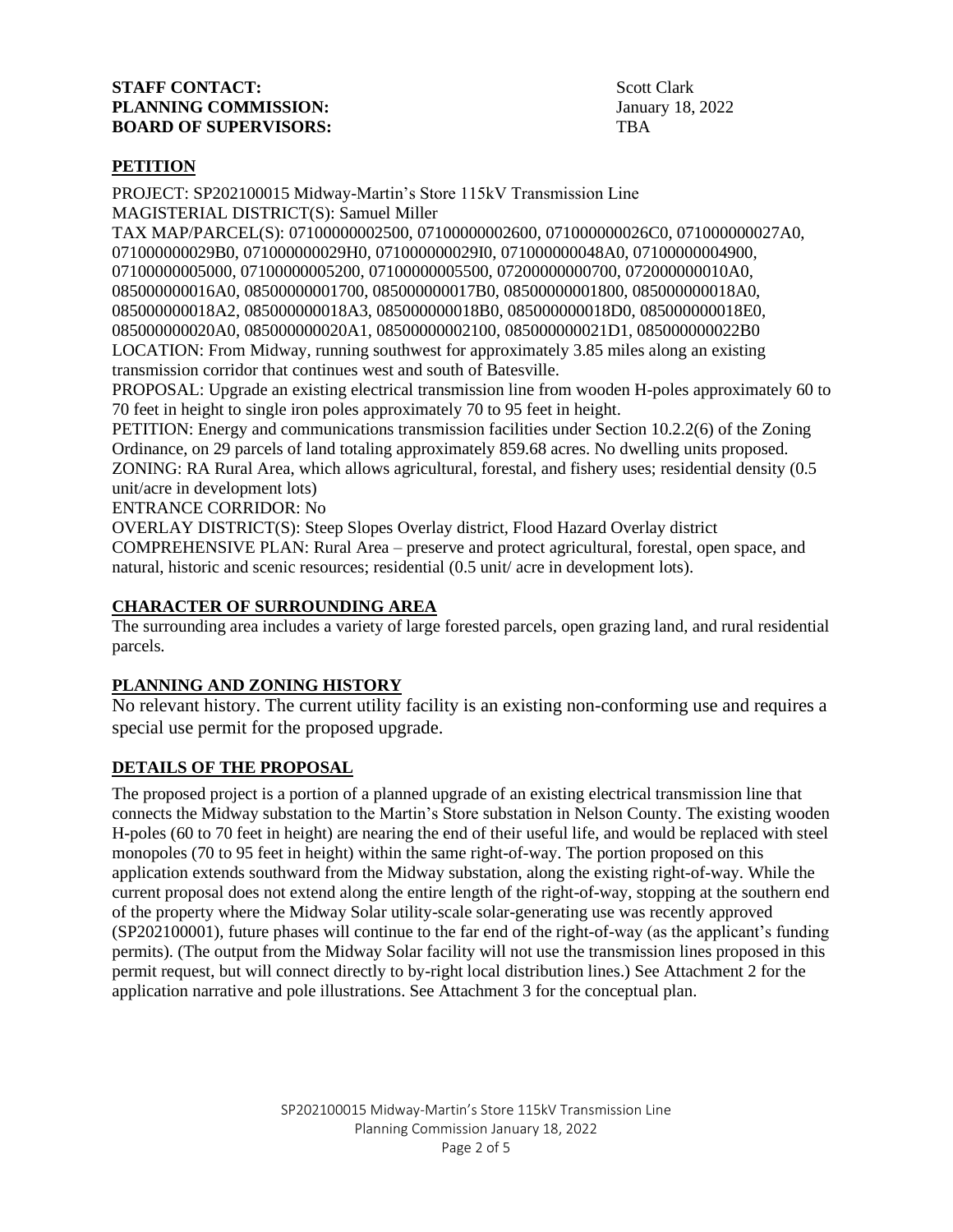**STAFF CONTACT:** Scott Clark
**PLANNING COMMISSION:** January 18, 2022
**BOARD OF SUPERVISORS:** TBA

## PETITION

PROJECT: SP202100015 Midway-Martin's Store 115kV Transmission Line
MAGISTERIAL DISTRICT(S): Samuel Miller
TAX MAP/PARCEL(S): 07100000002500, 07100000002600, 071000000026C0, 071000000027A0, 071000000029B0, 071000000029H0, 071000000029I0, 071000000048A0, 07100000004900, 07100000005000, 07100000005200, 07100000005500, 07200000000700, 072000000010A0, 085000000016A0, 08500000001700, 085000000017B0, 08500000001800, 085000000018A0, 085000000018A2, 085000000018A3, 085000000018B0, 085000000018D0, 085000000018E0, 085000000020A0, 085000000020A1, 08500000002100, 085000000021D1, 085000000022B0
LOCATION: From Midway, running southwest for approximately 3.85 miles along an existing transmission corridor that continues west and south of Batesville.
PROPOSAL: Upgrade an existing electrical transmission line from wooden H-poles approximately 60 to 70 feet in height to single iron poles approximately 70 to 95 feet in height.
PETITION: Energy and communications transmission facilities under Section 10.2.2(6) of the Zoning Ordinance, on 29 parcels of land totaling approximately 859.68 acres. No dwelling units proposed.
ZONING: RA Rural Area, which allows agricultural, forestal, and fishery uses; residential density (0.5 unit/acre in development lots)
ENTRANCE CORRIDOR: No
OVERLAY DISTRICT(S): Steep Slopes Overlay district, Flood Hazard Overlay district
COMPREHENSIVE PLAN: Rural Area – preserve and protect agricultural, forestal, open space, and natural, historic and scenic resources; residential (0.5 unit/ acre in development lots).

## CHARACTER OF SURROUNDING AREA

The surrounding area includes a variety of large forested parcels, open grazing land, and rural residential parcels.

## PLANNING AND ZONING HISTORY

No relevant history. The current utility facility is an existing non-conforming use and requires a special use permit for the proposed upgrade.

## DETAILS OF THE PROPOSAL

The proposed project is a portion of a planned upgrade of an existing electrical transmission line that connects the Midway substation to the Martin's Store substation in Nelson County. The existing wooden H-poles (60 to 70 feet in height) are nearing the end of their useful life, and would be replaced with steel monopoles (70 to 95 feet in height) within the same right-of-way. The portion proposed on this application extends southward from the Midway substation, along the existing right-of-way. While the current proposal does not extend along the entire length of the right-of-way, stopping at the southern end of the property where the Midway Solar utility-scale solar-generating use was recently approved (SP202100001), future phases will continue to the far end of the right-of-way (as the applicant's funding permits). (The output from the Midway Solar facility will not use the transmission lines proposed in this permit request, but will connect directly to by-right local distribution lines.) See Attachment 2 for the application narrative and pole illustrations. See Attachment 3 for the conceptual plan.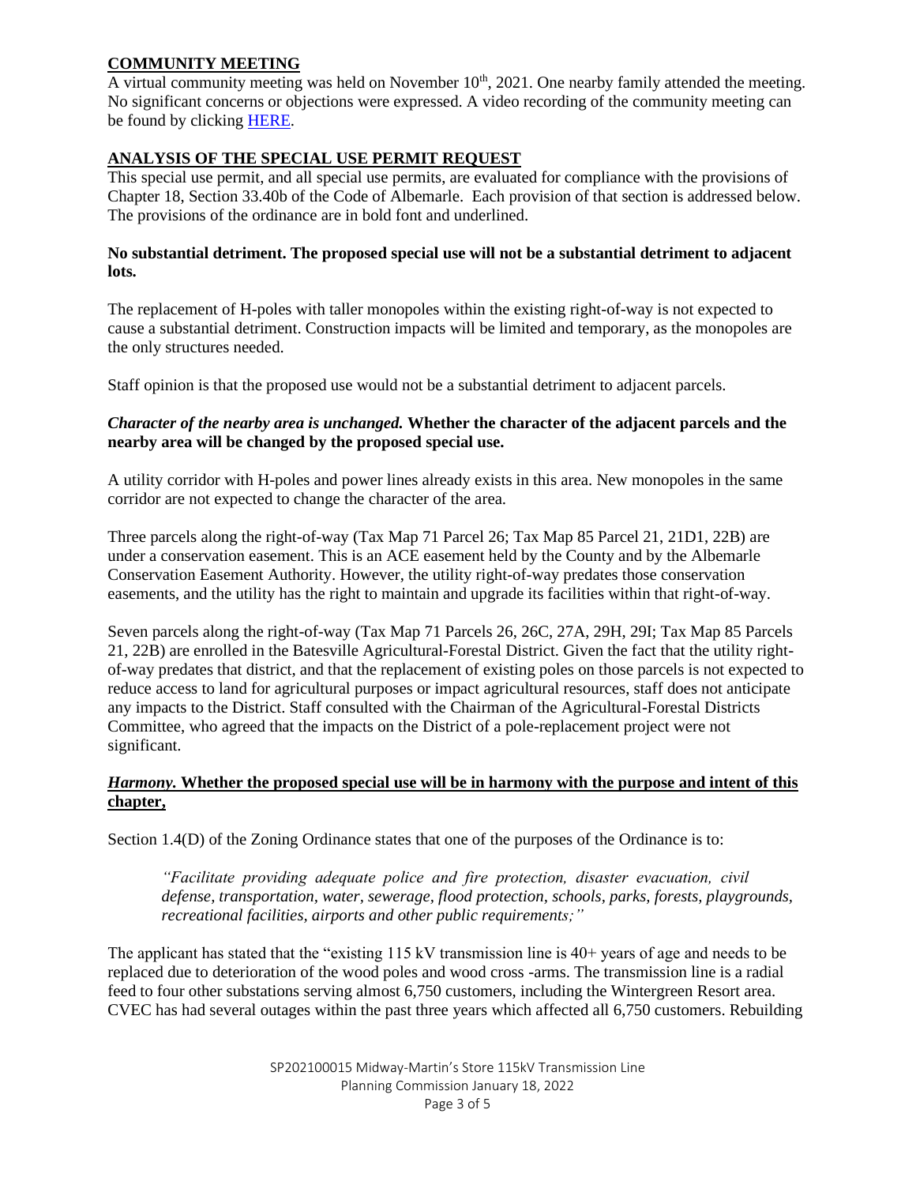## **COMMUNITY MEETING**

A virtual community meeting was held on November 10th, 2021. One nearby family attended the meeting. No significant concerns or objections were expressed. A video recording of the community meeting can be found by clicking HERE.

## **ANALYSIS OF THE SPECIAL USE PERMIT REQUEST**

This special use permit, and all special use permits, are evaluated for compliance with the provisions of Chapter 18, Section 33.40b of the Code of Albemarle. Each provision of that section is addressed below. The provisions of the ordinance are in bold font and underlined.

**No substantial detriment. The proposed special use will not be a substantial detriment to adjacent lots.**

The replacement of H-poles with taller monopoles within the existing right-of-way is not expected to cause a substantial detriment. Construction impacts will be limited and temporary, as the monopoles are the only structures needed.

Staff opinion is that the proposed use would not be a substantial detriment to adjacent parcels.

***Character of the nearby area is unchanged.*** **Whether the character of the adjacent parcels and the nearby area will be changed by the proposed special use.**

A utility corridor with H-poles and power lines already exists in this area. New monopoles in the same corridor are not expected to change the character of the area.

Three parcels along the right-of-way (Tax Map 71 Parcel 26; Tax Map 85 Parcel 21, 21D1, 22B) are under a conservation easement. This is an ACE easement held by the County and by the Albemarle Conservation Easement Authority. However, the utility right-of-way predates those conservation easements, and the utility has the right to maintain and upgrade its facilities within that right-of-way.

Seven parcels along the right-of-way (Tax Map 71 Parcels 26, 26C, 27A, 29H, 29I; Tax Map 85 Parcels 21, 22B) are enrolled in the Batesville Agricultural-Forestal District. Given the fact that the utility right-of-way predates that district, and that the replacement of existing poles on those parcels is not expected to reduce access to land for agricultural purposes or impact agricultural resources, staff does not anticipate any impacts to the District. Staff consulted with the Chairman of the Agricultural-Forestal Districts Committee, who agreed that the impacts on the District of a pole-replacement project were not significant.

***Harmony.*** **Whether the proposed special use will be in harmony with the purpose and intent of this chapter,**

Section 1.4(D) of the Zoning Ordinance states that one of the purposes of the Ordinance is to:

> *"Facilitate providing adequate police and fire protection, disaster evacuation, civil defense, transportation, water, sewerage, flood protection, schools, parks, forests, playgrounds, recreational facilities, airports and other public requirements;"*

The applicant has stated that the "existing 115 kV transmission line is 40+ years of age and needs to be replaced due to deterioration of the wood poles and wood cross -arms. The transmission line is a radial feed to four other substations serving almost 6,750 customers, including the Wintergreen Resort area. CVEC has had several outages within the past three years which affected all 6,750 customers. Rebuilding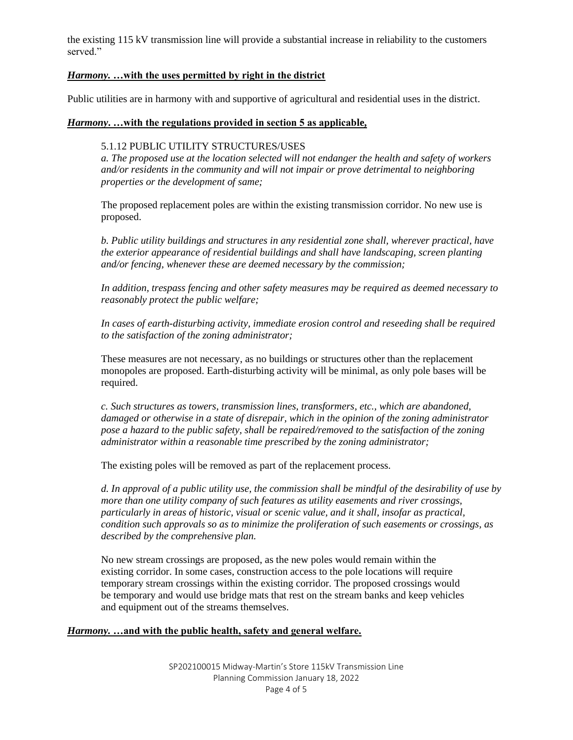the existing 115 kV transmission line will provide a substantial increase in reliability to the customers served."

***Harmony.* …with the uses permitted by right in the district**

Public utilities are in harmony with and supportive of agricultural and residential uses in the district.

***Harmony*. …with the regulations provided in section 5 as applicable,**

5.1.12 PUBLIC UTILITY STRUCTURES/USES

*a. The proposed use at the location selected will not endanger the health and safety of workers and/or residents in the community and will not impair or prove detrimental to neighboring properties or the development of same;*

The proposed replacement poles are within the existing transmission corridor. No new use is proposed.

*b. Public utility buildings and structures in any residential zone shall, wherever practical, have the exterior appearance of residential buildings and shall have landscaping, screen planting and/or fencing, whenever these are deemed necessary by the commission;*

*In addition, trespass fencing and other safety measures may be required as deemed necessary to reasonably protect the public welfare;*

*In cases of earth-disturbing activity, immediate erosion control and reseeding shall be required to the satisfaction of the zoning administrator;*

These measures are not necessary, as no buildings or structures other than the replacement monopoles are proposed. Earth-disturbing activity will be minimal, as only pole bases will be required.

*c. Such structures as towers, transmission lines, transformers, etc., which are abandoned, damaged or otherwise in a state of disrepair, which in the opinion of the zoning administrator pose a hazard to the public safety, shall be repaired/removed to the satisfaction of the zoning administrator within a reasonable time prescribed by the zoning administrator;*

The existing poles will be removed as part of the replacement process.

*d. In approval of a public utility use, the commission shall be mindful of the desirability of use by more than one utility company of such features as utility easements and river crossings, particularly in areas of historic, visual or scenic value, and it shall, insofar as practical, condition such approvals so as to minimize the proliferation of such easements or crossings, as described by the comprehensive plan.*

No new stream crossings are proposed, as the new poles would remain within the existing corridor. In some cases, construction access to the pole locations will require temporary stream crossings within the existing corridor. The proposed crossings would be temporary and would use bridge mats that rest on the stream banks and keep vehicles and equipment out of the streams themselves.

***Harmony.* …and with the public health, safety and general welfare.**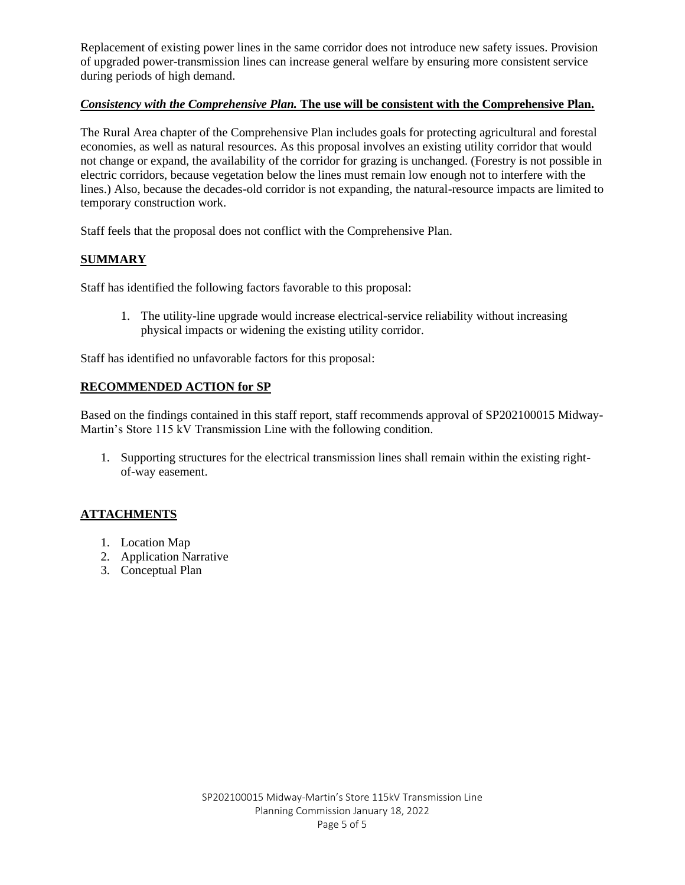Replacement of existing power lines in the same corridor does not introduce new safety issues. Provision of upgraded power-transmission lines can increase general welfare by ensuring more consistent service during periods of high demand.

***Consistency with the Comprehensive Plan.* The use will be consistent with the Comprehensive Plan.**

The Rural Area chapter of the Comprehensive Plan includes goals for protecting agricultural and forestal economies, as well as natural resources. As this proposal involves an existing utility corridor that would not change or expand, the availability of the corridor for grazing is unchanged. (Forestry is not possible in electric corridors, because vegetation below the lines must remain low enough not to interfere with the lines.) Also, because the decades-old corridor is not expanding, the natural-resource impacts are limited to temporary construction work.

Staff feels that the proposal does not conflict with the Comprehensive Plan.

## SUMMARY

Staff has identified the following factors favorable to this proposal:

1. The utility-line upgrade would increase electrical-service reliability without increasing physical impacts or widening the existing utility corridor.

Staff has identified no unfavorable factors for this proposal:

## RECOMMENDED ACTION for SP

Based on the findings contained in this staff report, staff recommends approval of SP202100015 Midway-Martin's Store 115 kV Transmission Line with the following condition.

1. Supporting structures for the electrical transmission lines shall remain within the existing right-of-way easement.

## ATTACHMENTS

1. Location Map
2. Application Narrative
3. Conceptual Plan